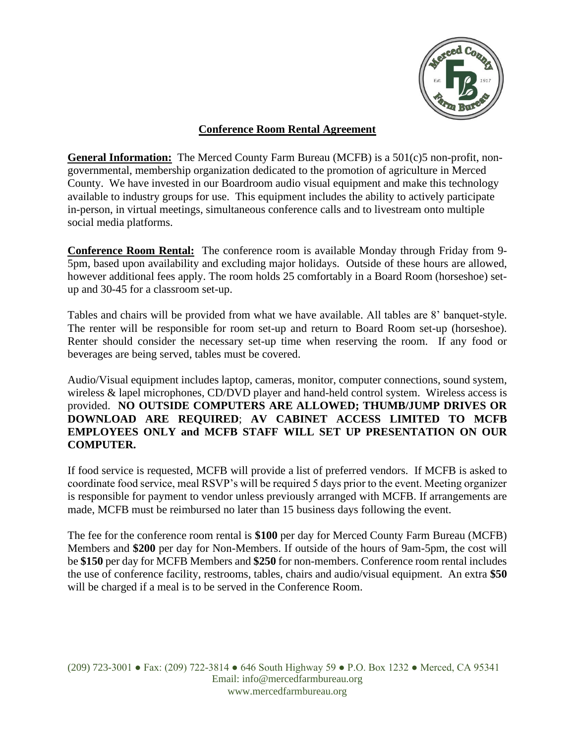# Conference Room Rental Agreement

**General Information:** The Merced County Farm Bureau (MCFB) is a 501(c)5 non-profit, non-governmental, membership organization dedicated to the promotion of agriculture in Merced County. We have invested in our Boardroom audio visual equipment and make this technology available to industry groups for use. This equipment includes the ability to actively participate in-person, in virtual meetings, simultaneous conference calls and to livestream onto multiple social media platforms.

**Conference Room Rental:** The conference room is available Monday through Friday from 9-5pm, based upon availability and excluding major holidays. Outside of these hours are allowed, however additional fees apply. The room holds 25 comfortably in a Board Room (horseshoe) set-up and 30-45 for a classroom set-up.

Tables and chairs will be provided from what we have available. All tables are 8' banquet-style. The renter will be responsible for room set-up and return to Board Room set-up (horseshoe). Renter should consider the necessary set-up time when reserving the room. If any food or beverages are being served, tables must be covered.

Audio/Visual equipment includes laptop, cameras, monitor, computer connections, sound system, wireless & lapel microphones, CD/DVD player and hand-held control system. Wireless access is provided. **NO OUTSIDE COMPUTERS ARE ALLOWED; THUMB/JUMP DRIVES OR DOWNLOAD ARE REQUIRED**; **AV CABINET ACCESS LIMITED TO MCFB EMPLOYEES ONLY and MCFB STAFF WILL SET UP PRESENTATION ON OUR COMPUTER.**

If food service is requested, MCFB will provide a list of preferred vendors. If MCFB is asked to coordinate food service, meal RSVP's will be required 5 days prior to the event. Meeting organizer is responsible for payment to vendor unless previously arranged with MCFB. If arrangements are made, MCFB must be reimbursed no later than 15 business days following the event.

The fee for the conference room rental is **$100** per day for Merced County Farm Bureau (MCFB) Members and **$200** per day for Non-Members. If outside of the hours of 9am-5pm, the cost will be **$150** per day for MCFB Members and **$250** for non-members. Conference room rental includes the use of conference facility, restrooms, tables, chairs and audio/visual equipment. An extra **$50** will be charged if a meal is to be served in the Conference Room.

(209) 723-3001 ● Fax: (209) 722-3814 ● 646 South Highway 59 ● P.O. Box 1232 ● Merced, CA 95341
Email: info@mercedfarmbureau.org
www.mercedfarmbureau.org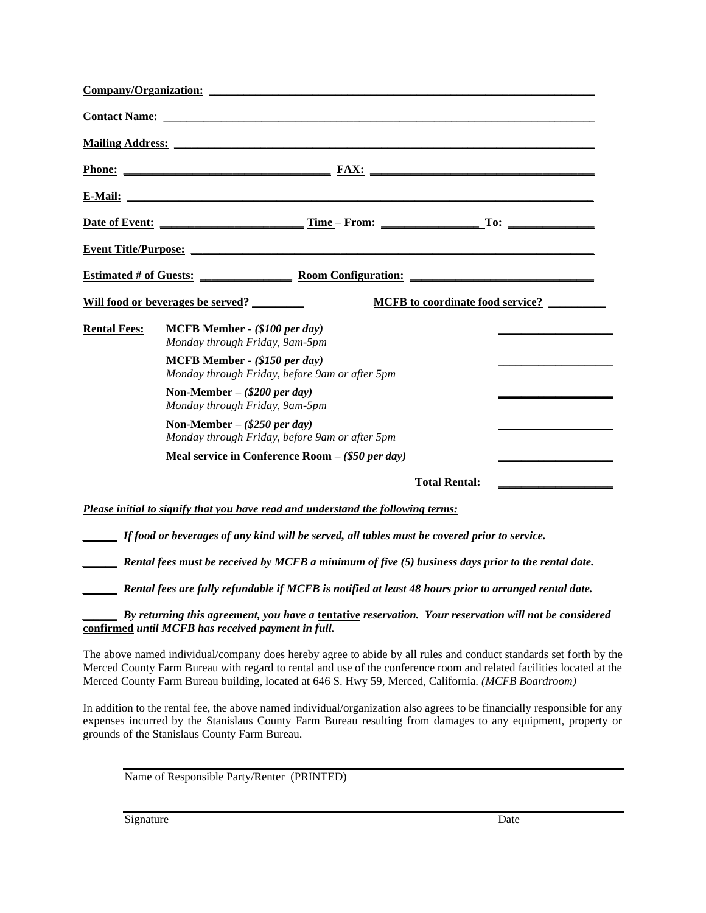**Company/Organization:** ______________________________________________________________

**Contact Name:** ______________________________________________________________

**Mailing Address:** ______________________________________________________________

**Phone:** ______________________________ **FAX:** ______________________________

**E-Mail:** ______________________________________________________________

**Date of Event:** ______________________ **Time – From:** ________________ **To:** ______________

**Event Title/Purpose:** ______________________________________________________________

**Estimated # of Guests:** _______________ **Room Configuration:** ______________________________

**Will food or beverages be served?** _________ **MCFB to coordinate food service?** _________

| **Rental Fees:** | | |
|---|---|---|
| | **MCFB Member - *($100 per day)***<br>*Monday through Friday, 9am-5pm* | ___________________ |
| | **MCFB Member - *($150 per day)***<br>*Monday through Friday, before 9am or after 5pm* | ___________________ |
| | **Non-Member – *($200 per day)***<br>*Monday through Friday, 9am-5pm* | ___________________ |
| | **Non-Member – *($250 per day)***<br>*Monday through Friday, before 9am or after 5pm* | ___________________ |
| | **Meal service in Conference Room – *($50 per day)*** | ___________________ |
| | **Total Rental:** | ___________________ |

***Please initial to signify that you have read and understand the following terms:***

______ ***If food or beverages of any kind will be served, all tables must be covered prior to service.***

______ ***Rental fees must be received by MCFB a minimum of five (5) business days prior to the rental date.***

______ ***Rental fees are fully refundable if MCFB is notified at least 48 hours prior to arranged rental date.***

______ ***By returning this agreement, you have a tentative reservation. Your reservation will not be considered confirmed until MCFB has received payment in full.***

The above named individual/company does hereby agree to abide by all rules and conduct standards set forth by the Merced County Farm Bureau with regard to rental and use of the conference room and related facilities located at the Merced County Farm Bureau building, located at 646 S. Hwy 59, Merced, California. *(MCFB Boardroom)*

In addition to the rental fee, the above named individual/organization also agrees to be financially responsible for any expenses incurred by the Stanislaus County Farm Bureau resulting from damages to any equipment, property or grounds of the Stanislaus County Farm Bureau.

______________________________________________________________

Name of Responsible Party/Renter (PRINTED)

______________________________________________________________

Signature Date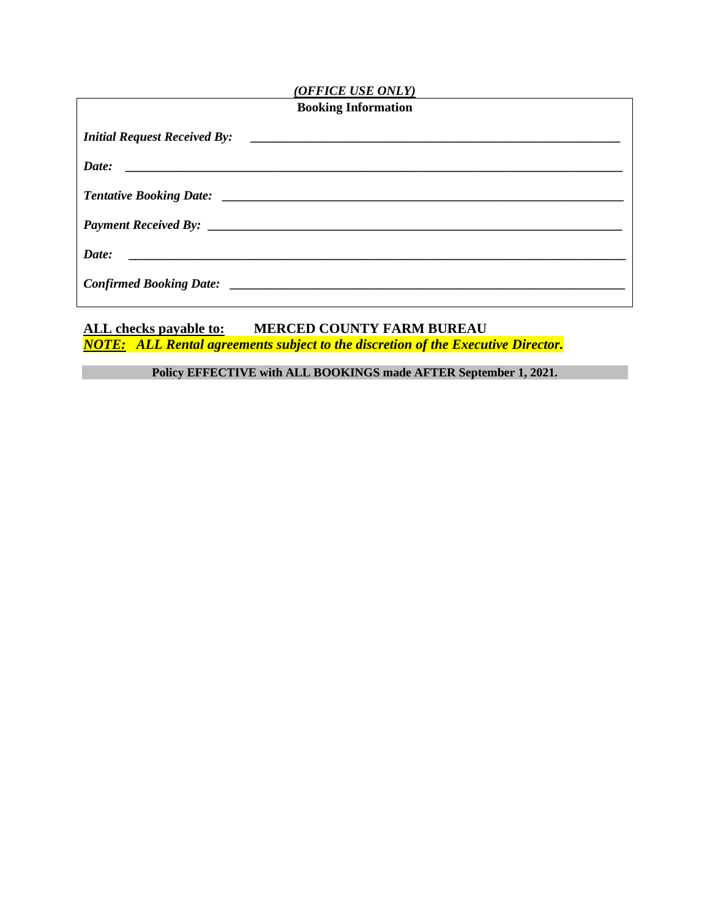*(OFFICE USE ONLY)*

**Booking Information**

***Initial Request Received By:*** ______________________________________________

***Date:*** ______________________________________________

***Tentative Booking Date:*** ______________________________________________

***Payment Received By:*** ______________________________________________

***Date:*** ______________________________________________

***Confirmed Booking Date:*** ______________________________________________

**ALL checks payable to:** **MERCED COUNTY FARM BUREAU**

***NOTE: ALL Rental agreements subject to the discretion of the Executive Director.***

**Policy EFFECTIVE with ALL BOOKINGS made AFTER September 1, 2021.**